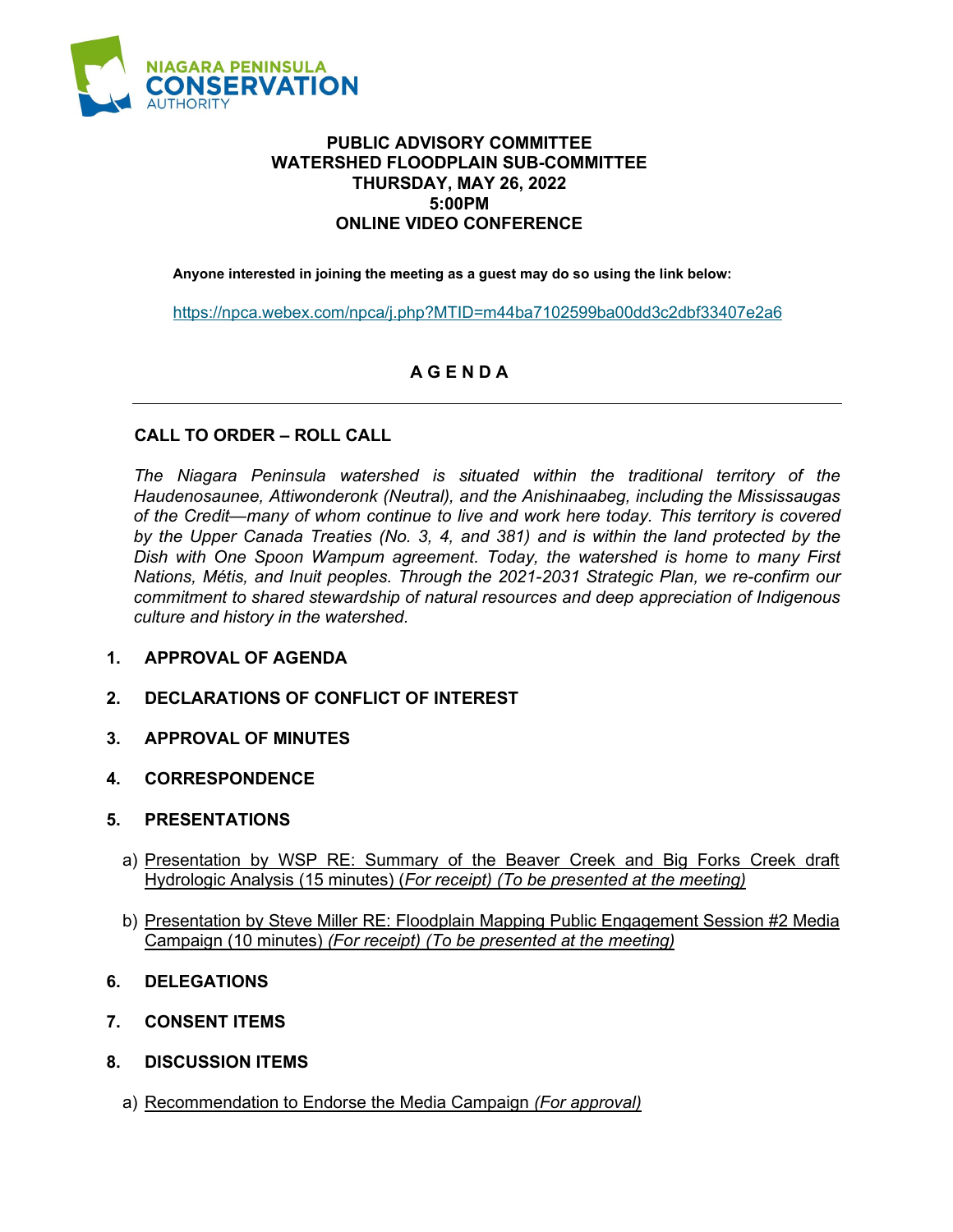**NIAGARA PENINSULA CONSERVATION AUTHORITY**

# PUBLIC ADVISORY COMMITTEE
# WATERSHED FLOODPLAIN SUB-COMMITTEE
## THURSDAY, MAY 26, 2022
## 5:00PM
## ONLINE VIDEO CONFERENCE

**Anyone interested in joining the meeting as a guest may do so using the link below:**

https://npca.webex.com/npca/j.php?MTID=m44ba7102599ba00dd3c2dbf33407e2a6

## A G E N D A

---

**CALL TO ORDER – ROLL CALL**

*The Niagara Peninsula watershed is situated within the traditional territory of the Haudenosaunee, Attiwonderonk (Neutral), and the Anishinaabeg, including the Mississaugas of the Credit—many of whom continue to live and work here today. This territory is covered by the Upper Canada Treaties (No. 3, 4, and 381) and is within the land protected by the Dish with One Spoon Wampum agreement. Today, the watershed is home to many First Nations, Métis, and Inuit peoples. Through the 2021-2031 Strategic Plan, we re-confirm our commitment to shared stewardship of natural resources and deep appreciation of Indigenous culture and history in the watershed.*

1. **APPROVAL OF AGENDA**

2. **DECLARATIONS OF CONFLICT OF INTEREST**

3. **APPROVAL OF MINUTES**

4. **CORRESPONDENCE**

5. **PRESENTATIONS**

   a) Presentation by WSP RE: Summary of the Beaver Creek and Big Forks Creek draft Hydrologic Analysis (15 minutes) (*For receipt) (To be presented at the meeting)*

   b) Presentation by Steve Miller RE: Floodplain Mapping Public Engagement Session #2 Media Campaign (10 minutes) *(For receipt) (To be presented at the meeting)*

6. **DELEGATIONS**

7. **CONSENT ITEMS**

8. **DISCUSSION ITEMS**

   a) Recommendation to Endorse the Media Campaign *(For approval)*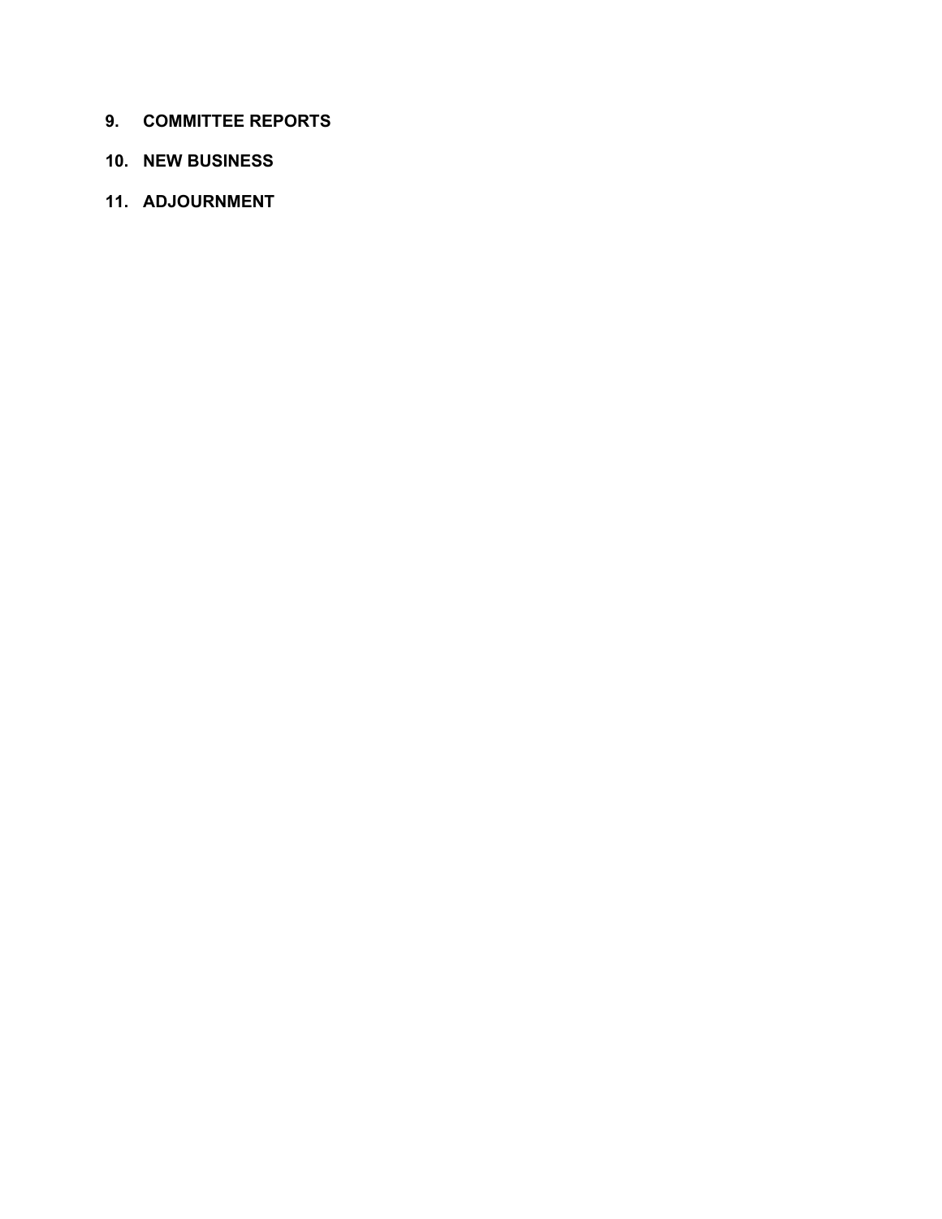**9. COMMITTEE REPORTS**

**10. NEW BUSINESS**

**11. ADJOURNMENT**